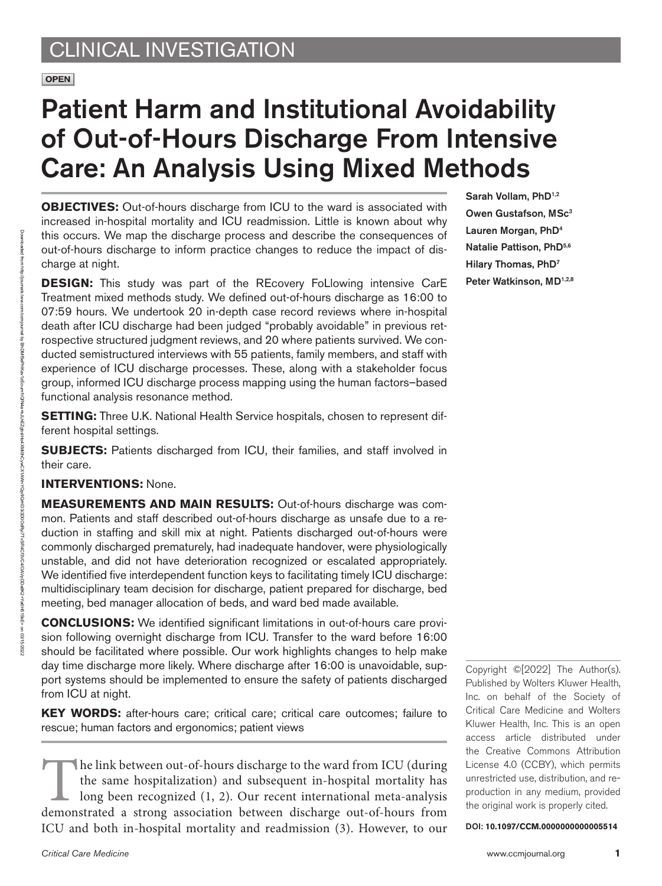CLINICAL INVESTIGATION

**OPEN**

# Patient Harm and Institutional Avoidability of Out-of-Hours Discharge From Intensive Care: An Analysis Using Mixed Methods

Sarah Vollam, PhD[1,2]
Owen Gustafson, MSc[3]
Lauren Morgan, PhD[4]
Natalie Pattison, PhD[5,6]
Hilary Thomas, PhD[7]
Peter Watkinson, MD[1,2,8]

**OBJECTIVES:** Out-of-hours discharge from ICU to the ward is associated with increased in-hospital mortality and ICU readmission. Little is known about why this occurs. We map the discharge process and describe the consequences of out-of-hours discharge to inform practice changes to reduce the impact of discharge at night.

**DESIGN:** This study was part of the REcovery FoLlowing intensive CarE Treatment mixed methods study. We defined out-of-hours discharge as 16:00 to 07:59 hours. We undertook 20 in-depth case record reviews where in-hospital death after ICU discharge had been judged "probably avoidable" in previous retrospective structured judgment reviews, and 20 where patients survived. We conducted semistructured interviews with 55 patients, family members, and staff with experience of ICU discharge processes. These, along with a stakeholder focus group, informed ICU discharge process mapping using the human factors–based functional analysis resonance method.

**SETTING:** Three U.K. National Health Service hospitals, chosen to represent different hospital settings.

**SUBJECTS:** Patients discharged from ICU, their families, and staff involved in their care.

**INTERVENTIONS:** None.

**MEASUREMENTS AND MAIN RESULTS:** Out-of-hours discharge was common. Patients and staff described out-of-hours discharge as unsafe due to a reduction in staffing and skill mix at night. Patients discharged out-of-hours were commonly discharged prematurely, had inadequate handover, were physiologically unstable, and did not have deterioration recognized or escalated appropriately. We identified five interdependent function keys to facilitating timely ICU discharge: multidisciplinary team decision for discharge, patient prepared for discharge, bed meeting, bed manager allocation of beds, and ward bed made available.

**CONCLUSIONS:** We identified significant limitations in out-of-hours care provision following overnight discharge from ICU. Transfer to the ward before 16:00 should be facilitated where possible. Our work highlights changes to help make day time discharge more likely. Where discharge after 16:00 is unavoidable, support systems should be implemented to ensure the safety of patients discharged from ICU at night.

**KEY WORDS:** after-hours care; critical care; critical care outcomes; failure to rescue; human factors and ergonomics; patient views

The link between out-of-hours discharge to the ward from ICU (during the same hospitalization) and subsequent in-hospital mortality has long been recognized (1, 2). Our recent international meta-analysis demonstrated a strong association between discharge out-of-hours from ICU and both in-hospital mortality and readmission (3). However, to our

Copyright ©[2022] The Author(s). Published by Wolters Kluwer Health, Inc. on behalf of the Society of Critical Care Medicine and Wolters Kluwer Health, Inc. This is an open access article distributed under the Creative Commons Attribution License 4.0 (CCBY), which permits unrestricted use, distribution, and reproduction in any medium, provided the original work is properly cited.

**DOI: 10.1097/CCM.0000000000005514**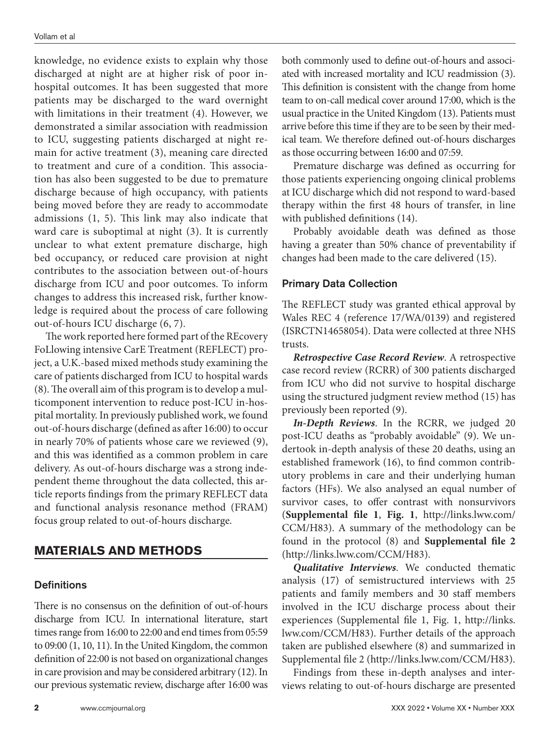knowledge, no evidence exists to explain why those discharged at night are at higher risk of poor in-hospital outcomes. It has been suggested that more patients may be discharged to the ward overnight with limitations in their treatment (4). However, we demonstrated a similar association with readmission to ICU, suggesting patients discharged at night remain for active treatment (3), meaning care directed to treatment and cure of a condition. This association has also been suggested to be due to premature discharge because of high occupancy, with patients being moved before they are ready to accommodate admissions (1, 5). This link may also indicate that ward care is suboptimal at night (3). It is currently unclear to what extent premature discharge, high bed occupancy, or reduced care provision at night contributes to the association between out-of-hours discharge from ICU and poor outcomes. To inform changes to address this increased risk, further knowledge is required about the process of care following out-of-hours ICU discharge (6, 7).

The work reported here formed part of the REcovery FoLlowing intensive CarE Treatment (REFLECT) project, a U.K.-based mixed methods study examining the care of patients discharged from ICU to hospital wards (8). The overall aim of this program is to develop a multicomponent intervention to reduce post-ICU in-hospital mortality. In previously published work, we found out-of-hours discharge (defined as after 16:00) to occur in nearly 70% of patients whose care we reviewed (9), and this was identified as a common problem in care delivery. As out-of-hours discharge was a strong independent theme throughout the data collected, this article reports findings from the primary REFLECT data and functional analysis resonance method (FRAM) focus group related to out-of-hours discharge.

## MATERIALS AND METHODS

### Definitions

There is no consensus on the definition of out-of-hours discharge from ICU. In international literature, start times range from 16:00 to 22:00 and end times from 05:59 to 09:00 (1, 10, 11). In the United Kingdom, the common definition of 22:00 is not based on organizational changes in care provision and may be considered arbitrary (12). In our previous systematic review, discharge after 16:00 was both commonly used to define out-of-hours and associated with increased mortality and ICU readmission (3). This definition is consistent with the change from home team to on-call medical cover around 17:00, which is the usual practice in the United Kingdom (13). Patients must arrive before this time if they are to be seen by their medical team. We therefore defined out-of-hours discharges as those occurring between 16:00 and 07:59.

Premature discharge was defined as occurring for those patients experiencing ongoing clinical problems at ICU discharge which did not respond to ward-based therapy within the first 48 hours of transfer, in line with published definitions (14).

Probably avoidable death was defined as those having a greater than 50% chance of preventability if changes had been made to the care delivered (15).

### Primary Data Collection

The REFLECT study was granted ethical approval by Wales REC 4 (reference 17/WA/0139) and registered (ISRCTN14658054). Data were collected at three NHS trusts.

***Retrospective Case Record Review***. A retrospective case record review (RCRR) of 300 patients discharged from ICU who did not survive to hospital discharge using the structured judgment review method (15) has previously been reported (9).

***In-Depth Reviews***. In the RCRR, we judged 20 post-ICU deaths as "probably avoidable" (9). We undertook in-depth analysis of these 20 deaths, using an established framework (16), to find common contributory problems in care and their underlying human factors (HFs). We also analysed an equal number of survivor cases, to offer contrast with nonsurvivors (**Supplemental file 1**, **Fig. 1**, http://links.lww.com/CCM/H83). A summary of the methodology can be found in the protocol (8) and **Supplemental file 2** (http://links.lww.com/CCM/H83).

***Qualitative Interviews***. We conducted thematic analysis (17) of semistructured interviews with 25 patients and family members and 30 staff members involved in the ICU discharge process about their experiences (Supplemental file 1, Fig. 1, http://links.lww.com/CCM/H83). Further details of the approach taken are published elsewhere (8) and summarized in Supplemental file 2 (http://links.lww.com/CCM/H83).

Findings from these in-depth analyses and interviews relating to out-of-hours discharge are presented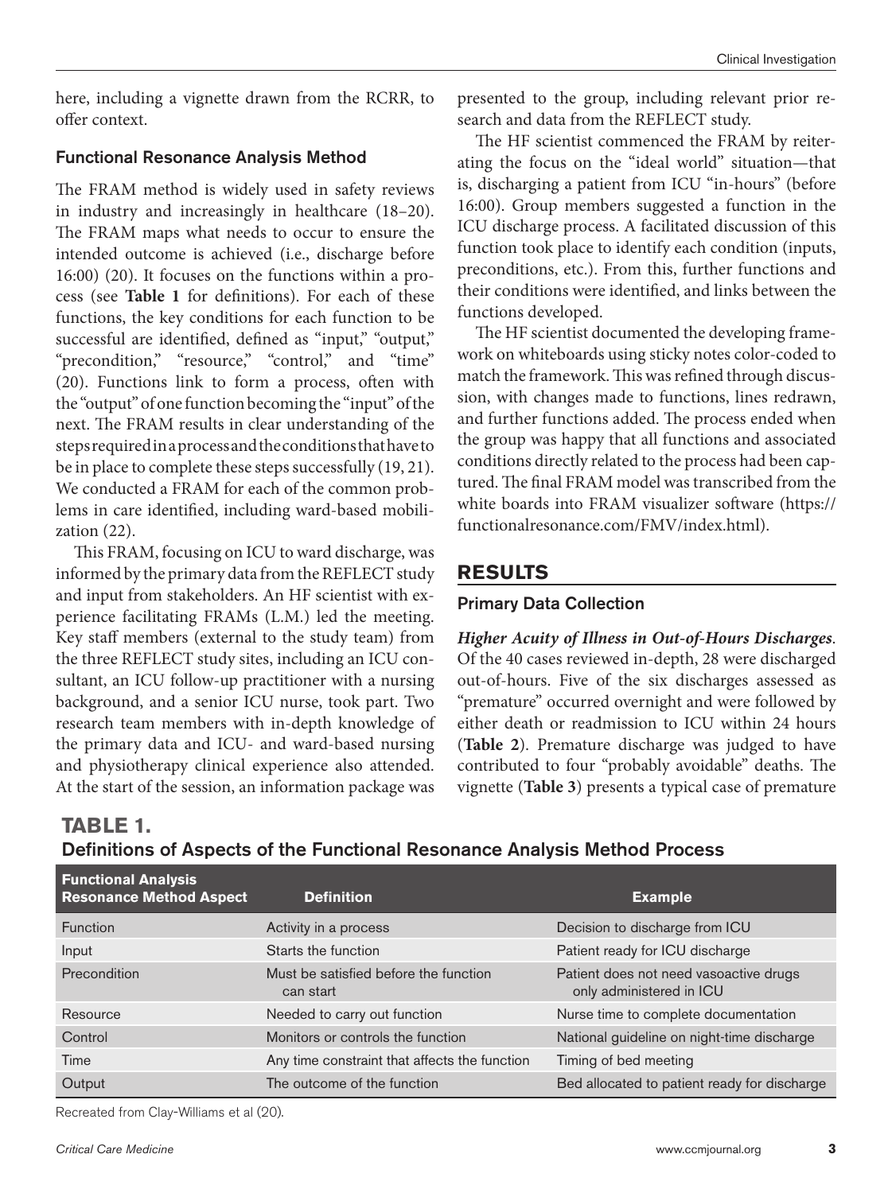here, including a vignette drawn from the RCRR, to offer context.

### Functional Resonance Analysis Method

The FRAM method is widely used in safety reviews in industry and increasingly in healthcare (18–20). The FRAM maps what needs to occur to ensure the intended outcome is achieved (i.e., discharge before 16:00) (20). It focuses on the functions within a process (see **Table 1** for definitions). For each of these functions, the key conditions for each function to be successful are identified, defined as "input," "output," "precondition," "resource," "control," and "time" (20). Functions link to form a process, often with the "output" of one function becoming the "input" of the next. The FRAM results in clear understanding of the steps required in a process and the conditions that have to be in place to complete these steps successfully (19, 21). We conducted a FRAM for each of the common problems in care identified, including ward-based mobilization (22).

This FRAM, focusing on ICU to ward discharge, was informed by the primary data from the REFLECT study and input from stakeholders. An HF scientist with experience facilitating FRAMs (L.M.) led the meeting. Key staff members (external to the study team) from the three REFLECT study sites, including an ICU consultant, an ICU follow-up practitioner with a nursing background, and a senior ICU nurse, took part. Two research team members with in-depth knowledge of the primary data and ICU- and ward-based nursing and physiotherapy clinical experience also attended. At the start of the session, an information package was presented to the group, including relevant prior research and data from the REFLECT study.

The HF scientist commenced the FRAM by reiterating the focus on the "ideal world" situation—that is, discharging a patient from ICU "in-hours" (before 16:00). Group members suggested a function in the ICU discharge process. A facilitated discussion of this function took place to identify each condition (inputs, preconditions, etc.). From this, further functions and their conditions were identified, and links between the functions developed.

The HF scientist documented the developing framework on whiteboards using sticky notes color-coded to match the framework. This was refined through discussion, with changes made to functions, lines redrawn, and further functions added. The process ended when the group was happy that all functions and associated conditions directly related to the process had been captured. The final FRAM model was transcribed from the white boards into FRAM visualizer software (https://functionalresonance.com/FMV/index.html).

## RESULTS

### Primary Data Collection

***Higher Acuity of Illness in Out-of-Hours Discharges***. Of the 40 cases reviewed in-depth, 28 were discharged out-of-hours. Five of the six discharges assessed as "premature" occurred overnight and were followed by either death or readmission to ICU within 24 hours (**Table 2**). Premature discharge was judged to have contributed to four "probably avoidable" deaths. The vignette (**Table 3**) presents a typical case of premature

**TABLE 1.**
**Definitions of Aspects of the Functional Resonance Analysis Method Process**

| Functional Analysis Resonance Method Aspect | Definition | Example |
|---|---|---|
| Function | Activity in a process | Decision to discharge from ICU |
| Input | Starts the function | Patient ready for ICU discharge |
| Precondition | Must be satisfied before the function can start | Patient does not need vasoactive drugs only administered in ICU |
| Resource | Needed to carry out function | Nurse time to complete documentation |
| Control | Monitors or controls the function | National guideline on night-time discharge |
| Time | Any time constraint that affects the function | Timing of bed meeting |
| Output | The outcome of the function | Bed allocated to patient ready for discharge |

Recreated from Clay-Williams et al (20).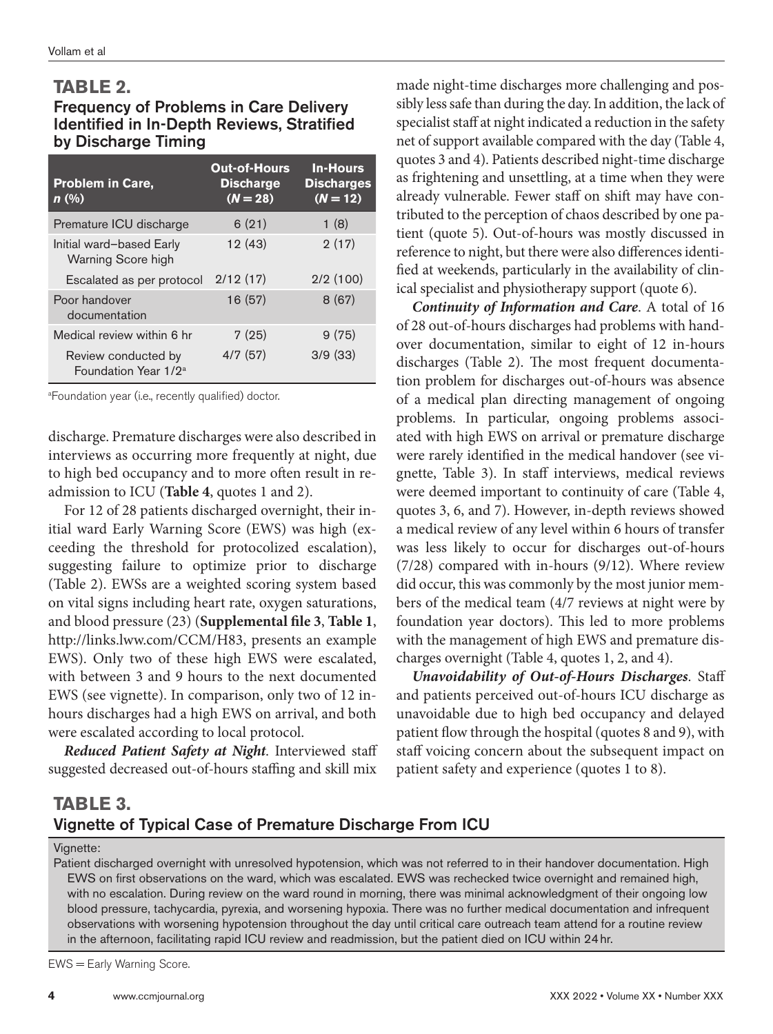**TABLE 2.**
**Frequency of Problems in Care Delivery Identified in In-Depth Reviews, Stratified by Discharge Timing**

| Problem in Care, n (%) | Out-of-Hours Discharge (N = 28) | In-Hours Discharges (N = 12) |
|---|---|---|
| Premature ICU discharge | 6 (21) | 1 (8) |
| Initial ward–based Early Warning Score high | 12 (43) | 2 (17) |
| Escalated as per protocol | 2/12 (17) | 2/2 (100) |
| Poor handover documentation | 16 (57) | 8 (67) |
| Medical review within 6 hr | 7 (25) | 9 (75) |
| Review conducted by Foundation Year 1/2[a] | 4/7 (57) | 3/9 (33) |

[a]Foundation year (i.e., recently qualified) doctor.

discharge. Premature discharges were also described in interviews as occurring more frequently at night, due to high bed occupancy and to more often result in readmission to ICU (**Table 4**, quotes 1 and 2).

For 12 of 28 patients discharged overnight, their initial ward Early Warning Score (EWS) was high (exceeding the threshold for protocolized escalation), suggesting failure to optimize prior to discharge (Table 2). EWSs are a weighted scoring system based on vital signs including heart rate, oxygen saturations, and blood pressure (23) (**Supplemental file 3**, **Table 1**, http://links.lww.com/CCM/H83, presents an example EWS). Only two of these high EWS were escalated, with between 3 and 9 hours to the next documented EWS (see vignette). In comparison, only two of 12 in-hours discharges had a high EWS on arrival, and both were escalated according to local protocol.

***Reduced Patient Safety at Night***. Interviewed staff suggested decreased out-of-hours staffing and skill mix made night-time discharges more challenging and possibly less safe than during the day. In addition, the lack of specialist staff at night indicated a reduction in the safety net of support available compared with the day (Table 4, quotes 3 and 4). Patients described night-time discharge as frightening and unsettling, at a time when they were already vulnerable. Fewer staff on shift may have contributed to the perception of chaos described by one patient (quote 5). Out-of-hours was mostly discussed in reference to night, but there were also differences identified at weekends, particularly in the availability of clinical specialist and physiotherapy support (quote 6).

***Continuity of Information and Care***. A total of 16 of 28 out-of-hours discharges had problems with handover documentation, similar to eight of 12 in-hours discharges (Table 2). The most frequent documentation problem for discharges out-of-hours was absence of a medical plan directing management of ongoing problems. In particular, ongoing problems associated with high EWS on arrival or premature discharge were rarely identified in the medical handover (see vignette, Table 3). In staff interviews, medical reviews were deemed important to continuity of care (Table 4, quotes 3, 6, and 7). However, in-depth reviews showed a medical review of any level within 6 hours of transfer was less likely to occur for discharges out-of-hours (7/28) compared with in-hours (9/12). Where review did occur, this was commonly by the most junior members of the medical team (4/7 reviews at night were by foundation year doctors). This led to more problems with the management of high EWS and premature discharges overnight (Table 4, quotes 1, 2, and 4).

***Unavoidability of Out-of-Hours Discharges***. Staff and patients perceived out-of-hours ICU discharge as unavoidable due to high bed occupancy and delayed patient flow through the hospital (quotes 8 and 9), with staff voicing concern about the subsequent impact on patient safety and experience (quotes 1 to 8).

**TABLE 3.**
**Vignette of Typical Case of Premature Discharge From ICU**

| Vignette: |
|---|
| Patient discharged overnight with unresolved hypotension, which was not referred to in their handover documentation. High EWS on first observations on the ward, which was escalated. EWS was rechecked twice overnight and remained high, with no escalation. During review on the ward round in morning, there was minimal acknowledgment of their ongoing low blood pressure, tachycardia, pyrexia, and worsening hypoxia. There was no further medical documentation and infrequent observations with worsening hypotension throughout the day until critical care outreach team attend for a routine review in the afternoon, facilitating rapid ICU review and readmission, but the patient died on ICU within 24 hr. |

EWS = Early Warning Score.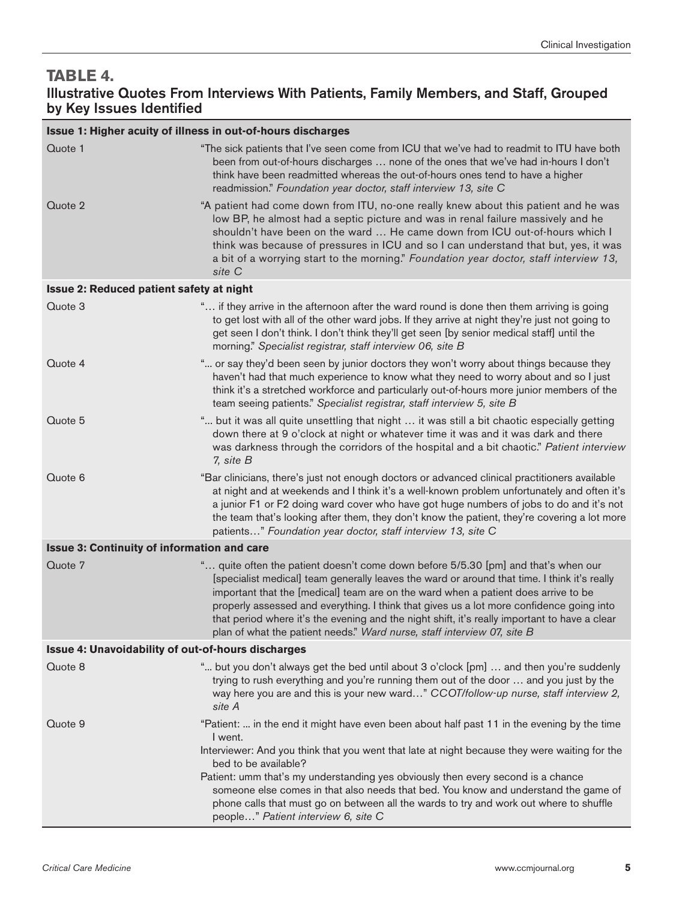## TABLE 4.

### Illustrative Quotes From Interviews With Patients, Family Members, and Staff, Grouped by Key Issues Identified

| | |
|---|---|
| **Issue 1: Higher acuity of illness in out-of-hours discharges** | |
| Quote 1 | "The sick patients that I've seen come from ICU that we've had to readmit to ITU have both been from out-of-hours discharges … none of the ones that we've had in-hours I don't think have been readmitted whereas the out-of-hours ones tend to have a higher readmission." *Foundation year doctor, staff interview 13, site C* |
| Quote 2 | "A patient had come down from ITU, no-one really knew about this patient and he was low BP, he almost had a septic picture and was in renal failure massively and he shouldn't have been on the ward … He came down from ICU out-of-hours which I think was because of pressures in ICU and so I can understand that but, yes, it was a bit of a worrying start to the morning." *Foundation year doctor, staff interview 13, site C* |
| **Issue 2: Reduced patient safety at night** | |
| Quote 3 | "… if they arrive in the afternoon after the ward round is done then them arriving is going to get lost with all of the other ward jobs. If they arrive at night they're just not going to get seen I don't think. I don't think they'll get seen [by senior medical staff] until the morning." *Specialist registrar, staff interview 06, site B* |
| Quote 4 | "... or say they'd been seen by junior doctors they won't worry about things because they haven't had that much experience to know what they need to worry about and so I just think it's a stretched workforce and particularly out-of-hours more junior members of the team seeing patients." *Specialist registrar, staff interview 5, site B* |
| Quote 5 | "... but it was all quite unsettling that night … it was still a bit chaotic especially getting down there at 9 o'clock at night or whatever time it was and it was dark and there was darkness through the corridors of the hospital and a bit chaotic." *Patient interview 7, site B* |
| Quote 6 | "Bar clinicians, there's just not enough doctors or advanced clinical practitioners available at night and at weekends and I think it's a well-known problem unfortunately and often it's a junior F1 or F2 doing ward cover who have got huge numbers of jobs to do and it's not the team that's looking after them, they don't know the patient, they're covering a lot more patients…" *Foundation year doctor, staff interview 13, site C* |
| **Issue 3: Continuity of information and care** | |
| Quote 7 | "… quite often the patient doesn't come down before 5/5.30 [pm] and that's when our [specialist medical] team generally leaves the ward or around that time. I think it's really important that the [medical] team are on the ward when a patient does arrive to be properly assessed and everything. I think that gives us a lot more confidence going into that period where it's the evening and the night shift, it's really important to have a clear plan of what the patient needs." *Ward nurse, staff interview 07, site B* |
| **Issue 4: Unavoidability of out-of-hours discharges** | |
| Quote 8 | "... but you don't always get the bed until about 3 o'clock [pm] … and then you're suddenly trying to rush everything and you're running them out of the door … and you just by the way here you are and this is your new ward…" *CCOT/follow-up nurse, staff interview 2, site A* |
| Quote 9 | "Patient: ... in the end it might have even been about half past 11 in the evening by the time I went.<br>Interviewer: And you think that you went that late at night because they were waiting for the bed to be available?<br>Patient: umm that's my understanding yes obviously then every second is a chance someone else comes in that also needs that bed. You know and understand the game of phone calls that must go on between all the wards to try and work out where to shuffle people…" *Patient interview 6, site C* |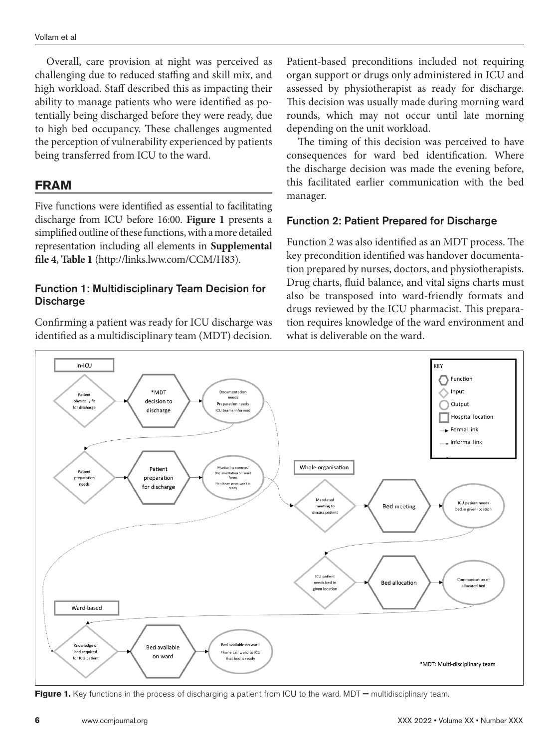Overall, care provision at night was perceived as challenging due to reduced staffing and skill mix, and high workload. Staff described this as impacting their ability to manage patients who were identified as potentially being discharged before they were ready, due to high bed occupancy. These challenges augmented the perception of vulnerability experienced by patients being transferred from ICU to the ward.

## FRAM

Five functions were identified as essential to facilitating discharge from ICU before 16:00. **Figure 1** presents a simplified outline of these functions, with a more detailed representation including all elements in **Supplemental file 4**, **Table 1** (http://links.lww.com/CCM/H83).

### Function 1: Multidisciplinary Team Decision for Discharge

Confirming a patient was ready for ICU discharge was identified as a multidisciplinary team (MDT) decision. Patient-based preconditions included not requiring organ support or drugs only administered in ICU and assessed by physiotherapist as ready for discharge. This decision was usually made during morning ward rounds, which may not occur until late morning depending on the unit workload.

The timing of this decision was perceived to have consequences for ward bed identification. Where the discharge decision was made the evening before, this facilitated earlier communication with the bed manager.

### Function 2: Patient Prepared for Discharge

Function 2 was also identified as an MDT process. The key precondition identified was handover documentation prepared by nurses, doctors, and physiotherapists. Drug charts, fluid balance, and vital signs charts must also be transposed into ward-friendly formats and drugs reviewed by the ICU pharmacist. This preparation requires knowledge of the ward environment and what is deliverable on the ward.

**Figure 1.** Key functions in the process of discharging a patient from ICU to the ward. MDT = multidisciplinary team.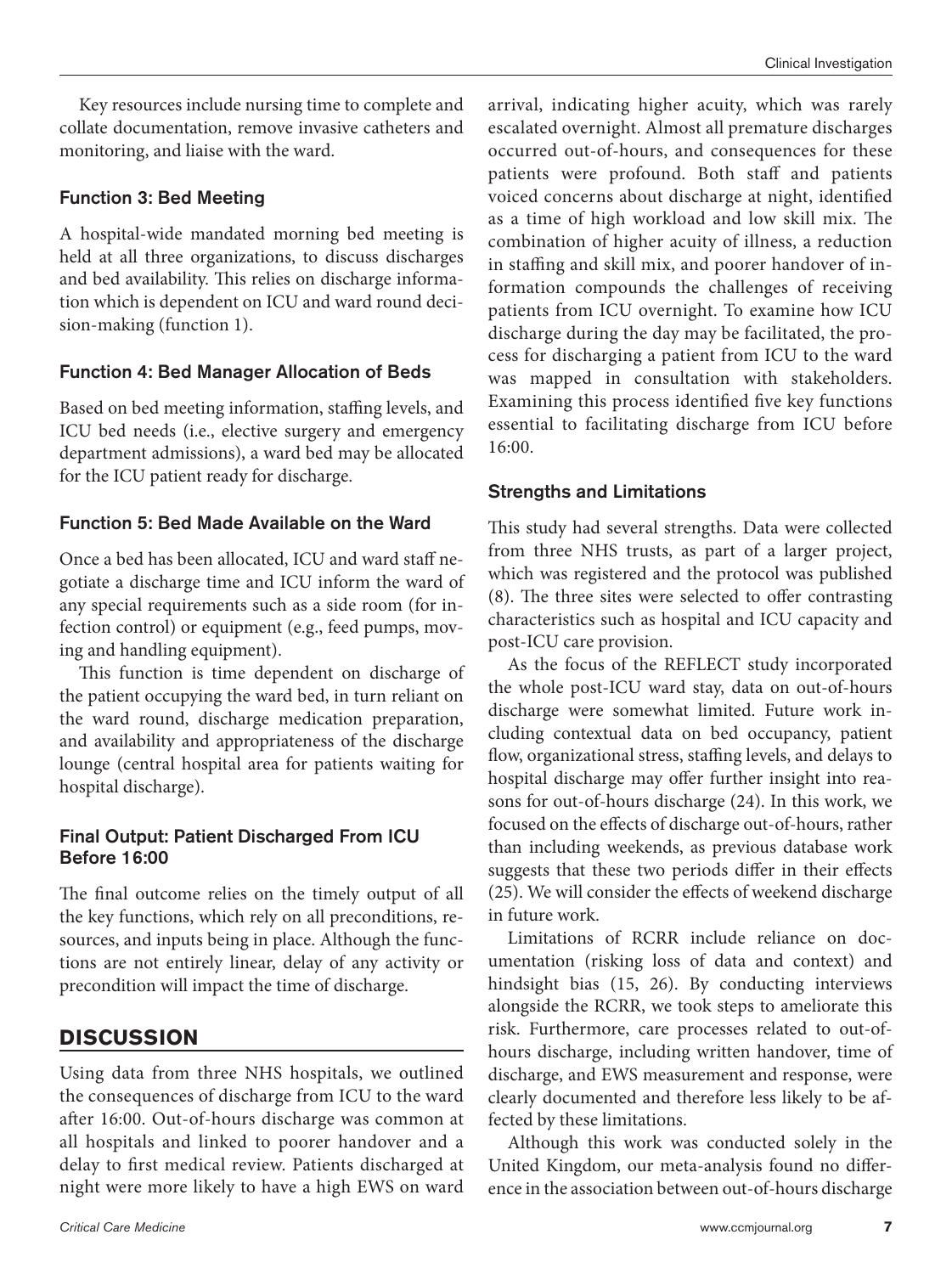Key resources include nursing time to complete and collate documentation, remove invasive catheters and monitoring, and liaise with the ward.

### Function 3: Bed Meeting

A hospital-wide mandated morning bed meeting is held at all three organizations, to discuss discharges and bed availability. This relies on discharge information which is dependent on ICU and ward round decision-making (function 1).

### Function 4: Bed Manager Allocation of Beds

Based on bed meeting information, staffing levels, and ICU bed needs (i.e., elective surgery and emergency department admissions), a ward bed may be allocated for the ICU patient ready for discharge.

### Function 5: Bed Made Available on the Ward

Once a bed has been allocated, ICU and ward staff negotiate a discharge time and ICU inform the ward of any special requirements such as a side room (for infection control) or equipment (e.g., feed pumps, moving and handling equipment).

This function is time dependent on discharge of the patient occupying the ward bed, in turn reliant on the ward round, discharge medication preparation, and availability and appropriateness of the discharge lounge (central hospital area for patients waiting for hospital discharge).

### Final Output: Patient Discharged From ICU Before 16:00

The final outcome relies on the timely output of all the key functions, which rely on all preconditions, resources, and inputs being in place. Although the functions are not entirely linear, delay of any activity or precondition will impact the time of discharge.

## DISCUSSION

Using data from three NHS hospitals, we outlined the consequences of discharge from ICU to the ward after 16:00. Out-of-hours discharge was common at all hospitals and linked to poorer handover and a delay to first medical review. Patients discharged at night were more likely to have a high EWS on ward arrival, indicating higher acuity, which was rarely escalated overnight. Almost all premature discharges occurred out-of-hours, and consequences for these patients were profound. Both staff and patients voiced concerns about discharge at night, identified as a time of high workload and low skill mix. The combination of higher acuity of illness, a reduction in staffing and skill mix, and poorer handover of information compounds the challenges of receiving patients from ICU overnight. To examine how ICU discharge during the day may be facilitated, the process for discharging a patient from ICU to the ward was mapped in consultation with stakeholders. Examining this process identified five key functions essential to facilitating discharge from ICU before 16:00.

### Strengths and Limitations

This study had several strengths. Data were collected from three NHS trusts, as part of a larger project, which was registered and the protocol was published (8). The three sites were selected to offer contrasting characteristics such as hospital and ICU capacity and post-ICU care provision.

As the focus of the REFLECT study incorporated the whole post-ICU ward stay, data on out-of-hours discharge were somewhat limited. Future work including contextual data on bed occupancy, patient flow, organizational stress, staffing levels, and delays to hospital discharge may offer further insight into reasons for out-of-hours discharge (24). In this work, we focused on the effects of discharge out-of-hours, rather than including weekends, as previous database work suggests that these two periods differ in their effects (25). We will consider the effects of weekend discharge in future work.

Limitations of RCRR include reliance on documentation (risking loss of data and context) and hindsight bias (15, 26). By conducting interviews alongside the RCRR, we took steps to ameliorate this risk. Furthermore, care processes related to out-of-hours discharge, including written handover, time of discharge, and EWS measurement and response, were clearly documented and therefore less likely to be affected by these limitations.

Although this work was conducted solely in the United Kingdom, our meta-analysis found no difference in the association between out-of-hours discharge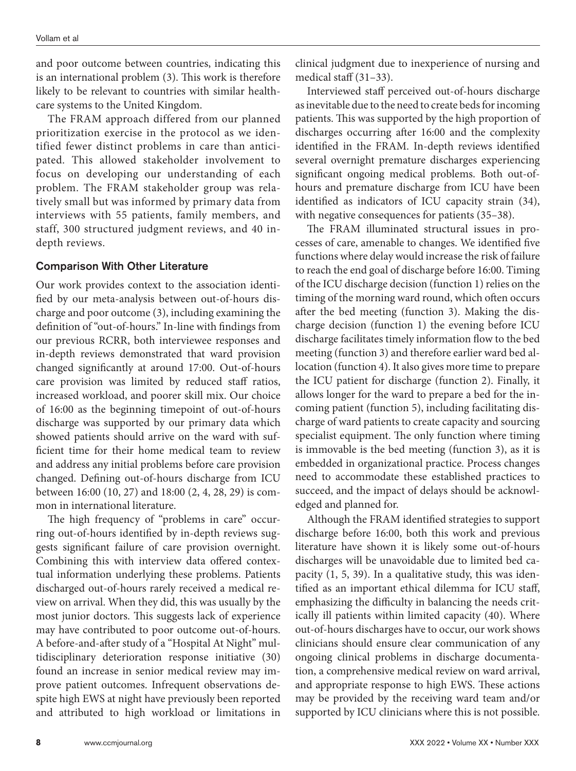and poor outcome between countries, indicating this is an international problem (3). This work is therefore likely to be relevant to countries with similar healthcare systems to the United Kingdom.

The FRAM approach differed from our planned prioritization exercise in the protocol as we identified fewer distinct problems in care than anticipated. This allowed stakeholder involvement to focus on developing our understanding of each problem. The FRAM stakeholder group was relatively small but was informed by primary data from interviews with 55 patients, family members, and staff, 300 structured judgment reviews, and 40 in-depth reviews.

### Comparison With Other Literature

Our work provides context to the association identified by our meta-analysis between out-of-hours discharge and poor outcome (3), including examining the definition of "out-of-hours." In-line with findings from our previous RCRR, both interviewee responses and in-depth reviews demonstrated that ward provision changed significantly at around 17:00. Out-of-hours care provision was limited by reduced staff ratios, increased workload, and poorer skill mix. Our choice of 16:00 as the beginning timepoint of out-of-hours discharge was supported by our primary data which showed patients should arrive on the ward with sufficient time for their home medical team to review and address any initial problems before care provision changed. Defining out-of-hours discharge from ICU between 16:00 (10, 27) and 18:00 (2, 4, 28, 29) is common in international literature.

The high frequency of "problems in care" occurring out-of-hours identified by in-depth reviews suggests significant failure of care provision overnight. Combining this with interview data offered contextual information underlying these problems. Patients discharged out-of-hours rarely received a medical review on arrival. When they did, this was usually by the most junior doctors. This suggests lack of experience may have contributed to poor outcome out-of-hours. A before-and-after study of a "Hospital At Night" multidisciplinary deterioration response initiative (30) found an increase in senior medical review may improve patient outcomes. Infrequent observations despite high EWS at night have previously been reported and attributed to high workload or limitations in clinical judgment due to inexperience of nursing and medical staff (31–33).

Interviewed staff perceived out-of-hours discharge as inevitable due to the need to create beds for incoming patients. This was supported by the high proportion of discharges occurring after 16:00 and the complexity identified in the FRAM. In-depth reviews identified several overnight premature discharges experiencing significant ongoing medical problems. Both out-of-hours and premature discharge from ICU have been identified as indicators of ICU capacity strain (34), with negative consequences for patients (35–38).

The FRAM illuminated structural issues in processes of care, amenable to changes. We identified five functions where delay would increase the risk of failure to reach the end goal of discharge before 16:00. Timing of the ICU discharge decision (function 1) relies on the timing of the morning ward round, which often occurs after the bed meeting (function 3). Making the discharge decision (function 1) the evening before ICU discharge facilitates timely information flow to the bed meeting (function 3) and therefore earlier ward bed allocation (function 4). It also gives more time to prepare the ICU patient for discharge (function 2). Finally, it allows longer for the ward to prepare a bed for the incoming patient (function 5), including facilitating discharge of ward patients to create capacity and sourcing specialist equipment. The only function where timing is immovable is the bed meeting (function 3), as it is embedded in organizational practice. Process changes need to accommodate these established practices to succeed, and the impact of delays should be acknowledged and planned for.

Although the FRAM identified strategies to support discharge before 16:00, both this work and previous literature have shown it is likely some out-of-hours discharges will be unavoidable due to limited bed capacity (1, 5, 39). In a qualitative study, this was identified as an important ethical dilemma for ICU staff, emphasizing the difficulty in balancing the needs critically ill patients within limited capacity (40). Where out-of-hours discharges have to occur, our work shows clinicians should ensure clear communication of any ongoing clinical problems in discharge documentation, a comprehensive medical review on ward arrival, and appropriate response to high EWS. These actions may be provided by the receiving ward team and/or supported by ICU clinicians where this is not possible.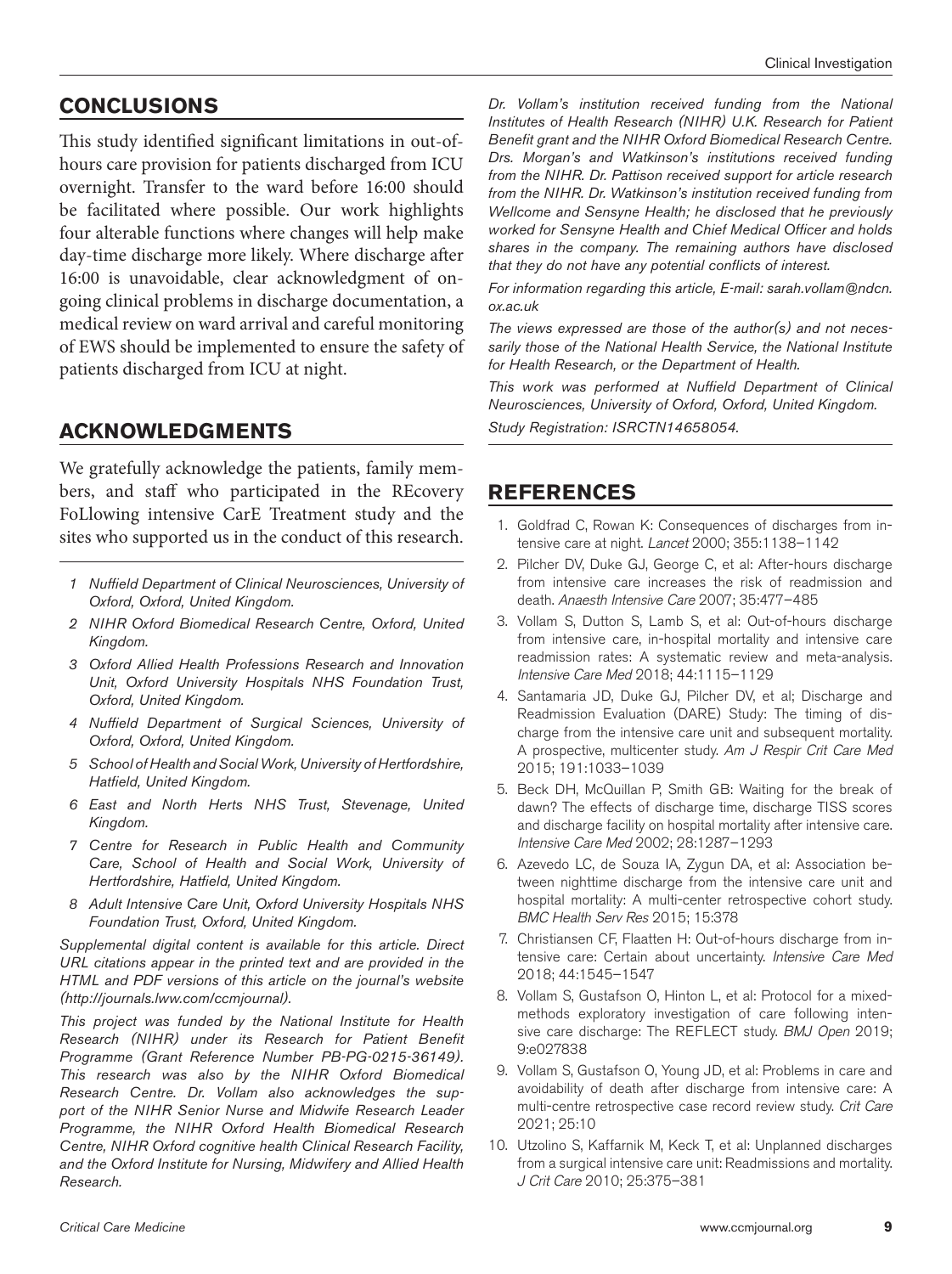## CONCLUSIONS

This study identified significant limitations in out-of-hours care provision for patients discharged from ICU overnight. Transfer to the ward before 16:00 should be facilitated where possible. Our work highlights four alterable functions where changes will help make day-time discharge more likely. Where discharge after 16:00 is unavoidable, clear acknowledgment of on-going clinical problems in discharge documentation, a medical review on ward arrival and careful monitoring of EWS should be implemented to ensure the safety of patients discharged from ICU at night.

## ACKNOWLEDGMENTS

We gratefully acknowledge the patients, family members, and staff who participated in the REcovery FoLlowing intensive CarE Treatment study and the sites who supported us in the conduct of this research.

1 *Nuffield Department of Clinical Neurosciences, University of Oxford, Oxford, United Kingdom.*

2 *NIHR Oxford Biomedical Research Centre, Oxford, United Kingdom.*

3 *Oxford Allied Health Professions Research and Innovation Unit, Oxford University Hospitals NHS Foundation Trust, Oxford, United Kingdom.*

4 *Nuffield Department of Surgical Sciences, University of Oxford, Oxford, United Kingdom.*

5 *School of Health and Social Work, University of Hertfordshire, Hatfield, United Kingdom.*

6 *East and North Herts NHS Trust, Stevenage, United Kingdom.*

7 *Centre for Research in Public Health and Community Care, School of Health and Social Work, University of Hertfordshire, Hatfield, United Kingdom.*

8 *Adult Intensive Care Unit, Oxford University Hospitals NHS Foundation Trust, Oxford, United Kingdom.*

*Supplemental digital content is available for this article. Direct URL citations appear in the printed text and are provided in the HTML and PDF versions of this article on the journal's website (http://journals.lww.com/ccmjournal).*

*This project was funded by the National Institute for Health Research (NIHR) under its Research for Patient Benefit Programme (Grant Reference Number PB-PG-0215-36149). This research was also by the NIHR Oxford Biomedical Research Centre. Dr. Vollam also acknowledges the support of the NIHR Senior Nurse and Midwife Research Leader Programme, the NIHR Oxford Health Biomedical Research Centre, NIHR Oxford cognitive health Clinical Research Facility, and the Oxford Institute for Nursing, Midwifery and Allied Health Research.*

*Dr. Vollam's institution received funding from the National Institutes of Health Research (NIHR) U.K. Research for Patient Benefit grant and the NIHR Oxford Biomedical Research Centre. Drs. Morgan's and Watkinson's institutions received funding from the NIHR. Dr. Pattison received support for article research from the NIHR. Dr. Watkinson's institution received funding from Wellcome and Sensyne Health; he disclosed that he previously worked for Sensyne Health and Chief Medical Officer and holds shares in the company. The remaining authors have disclosed that they do not have any potential conflicts of interest.*

*For information regarding this article, E-mail: sarah.vollam@ndcn.ox.ac.uk*

*The views expressed are those of the author(s) and not necessarily those of the National Health Service, the National Institute for Health Research, or the Department of Health.*

*This work was performed at Nuffield Department of Clinical Neurosciences, University of Oxford, Oxford, United Kingdom.*

*Study Registration: ISRCTN14658054.*

## REFERENCES

1. Goldfrad C, Rowan K: Consequences of discharges from intensive care at night. *Lancet* 2000; 355:1138–1142
2. Pilcher DV, Duke GJ, George C, et al: After-hours discharge from intensive care increases the risk of readmission and death. *Anaesth Intensive Care* 2007; 35:477–485
3. Vollam S, Dutton S, Lamb S, et al: Out-of-hours discharge from intensive care, in-hospital mortality and intensive care readmission rates: A systematic review and meta-analysis. *Intensive Care Med* 2018; 44:1115–1129
4. Santamaria JD, Duke GJ, Pilcher DV, et al; Discharge and Readmission Evaluation (DARE) Study: The timing of discharge from the intensive care unit and subsequent mortality. A prospective, multicenter study. *Am J Respir Crit Care Med* 2015; 191:1033–1039
5. Beck DH, McQuillan P, Smith GB: Waiting for the break of dawn? The effects of discharge time, discharge TISS scores and discharge facility on hospital mortality after intensive care. *Intensive Care Med* 2002; 28:1287–1293
6. Azevedo LC, de Souza IA, Zygun DA, et al: Association between nighttime discharge from the intensive care unit and hospital mortality: A multi-center retrospective cohort study. *BMC Health Serv Res* 2015; 15:378
7. Christiansen CF, Flaatten H: Out-of-hours discharge from intensive care: Certain about uncertainty. *Intensive Care Med* 2018; 44:1545–1547
8. Vollam S, Gustafson O, Hinton L, et al: Protocol for a mixed-methods exploratory investigation of care following intensive care discharge: The REFLECT study. *BMJ Open* 2019; 9:e027838
9. Vollam S, Gustafson O, Young JD, et al: Problems in care and avoidability of death after discharge from intensive care: A multi-centre retrospective case record review study. *Crit Care* 2021; 25:10
10. Utzolino S, Kaffarnik M, Keck T, et al: Unplanned discharges from a surgical intensive care unit: Readmissions and mortality. *J Crit Care* 2010; 25:375–381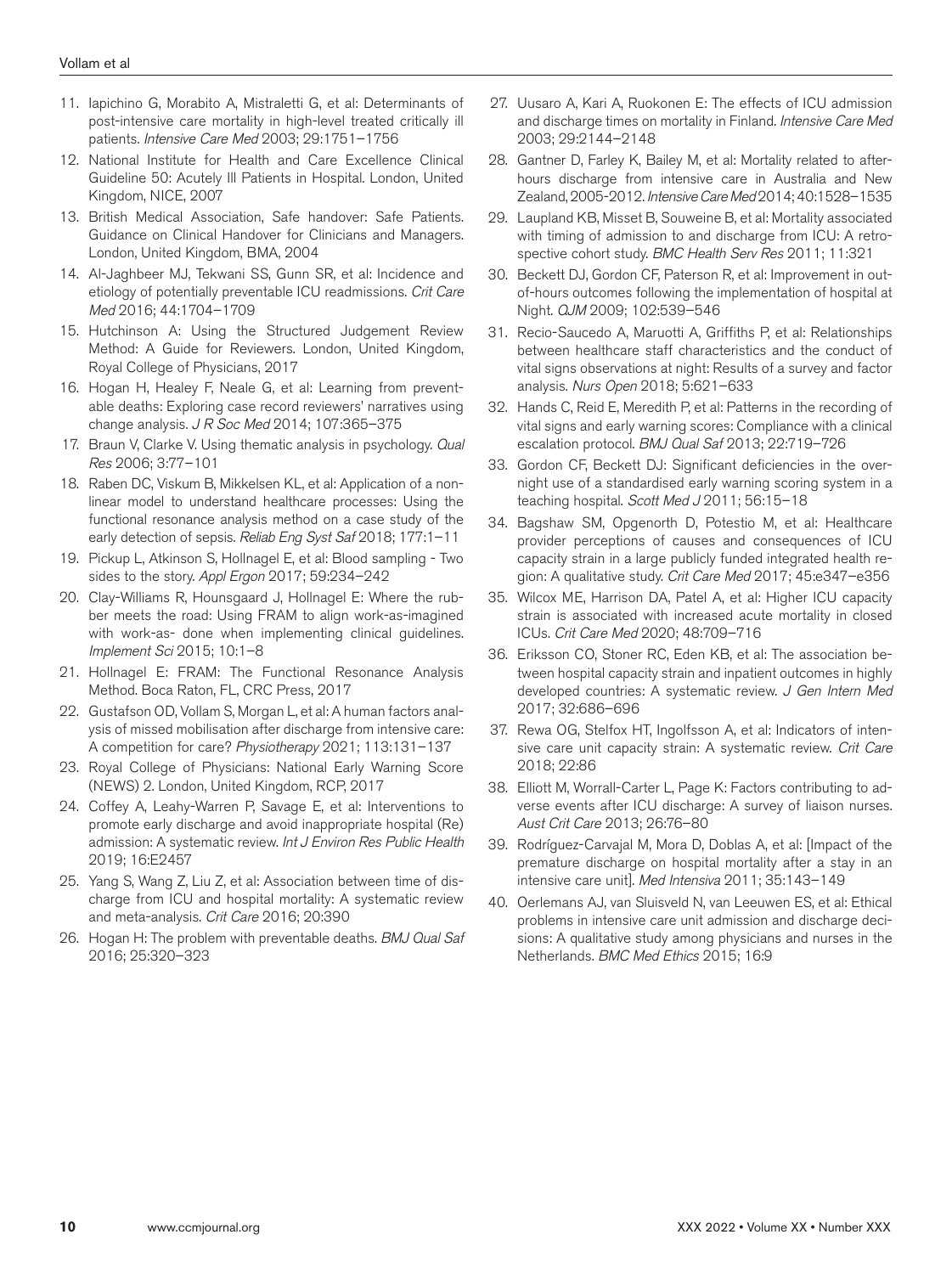11. Iapichino G, Morabito A, Mistraletti G, et al: Determinants of post-intensive care mortality in high-level treated critically ill patients. *Intensive Care Med* 2003; 29:1751–1756
12. National Institute for Health and Care Excellence Clinical Guideline 50: Acutely Ill Patients in Hospital. London, United Kingdom, NICE, 2007
13. British Medical Association, Safe handover: Safe Patients. Guidance on Clinical Handover for Clinicians and Managers. London, United Kingdom, BMA, 2004
14. Al-Jaghbeer MJ, Tekwani SS, Gunn SR, et al: Incidence and etiology of potentially preventable ICU readmissions. *Crit Care Med* 2016; 44:1704–1709
15. Hutchinson A: Using the Structured Judgement Review Method: A Guide for Reviewers. London, United Kingdom, Royal College of Physicians, 2017
16. Hogan H, Healey F, Neale G, et al: Learning from preventable deaths: Exploring case record reviewers' narratives using change analysis. *J R Soc Med* 2014; 107:365–375
17. Braun V, Clarke V. Using thematic analysis in psychology. *Qual Res* 2006; 3:77–101
18. Raben DC, Viskum B, Mikkelsen KL, et al: Application of a non-linear model to understand healthcare processes: Using the functional resonance analysis method on a case study of the early detection of sepsis. *Reliab Eng Syst Saf* 2018; 177:1–11
19. Pickup L, Atkinson S, Hollnagel E, et al: Blood sampling - Two sides to the story. *Appl Ergon* 2017; 59:234–242
20. Clay-Williams R, Hounsgaard J, Hollnagel E: Where the rubber meets the road: Using FRAM to align work-as-imagined with work-as- done when implementing clinical guidelines. *Implement Sci* 2015; 10:1–8
21. Hollnagel E: FRAM: The Functional Resonance Analysis Method. Boca Raton, FL, CRC Press, 2017
22. Gustafson OD, Vollam S, Morgan L, et al: A human factors analysis of missed mobilisation after discharge from intensive care: A competition for care? *Physiotherapy* 2021; 113:131–137
23. Royal College of Physicians: National Early Warning Score (NEWS) 2. London, United Kingdom, RCP, 2017
24. Coffey A, Leahy-Warren P, Savage E, et al: Interventions to promote early discharge and avoid inappropriate hospital (Re) admission: A systematic review. *Int J Environ Res Public Health* 2019; 16:E2457
25. Yang S, Wang Z, Liu Z, et al: Association between time of discharge from ICU and hospital mortality: A systematic review and meta-analysis. *Crit Care* 2016; 20:390
26. Hogan H: The problem with preventable deaths. *BMJ Qual Saf* 2016; 25:320–323
27. Uusaro A, Kari A, Ruokonen E: The effects of ICU admission and discharge times on mortality in Finland. *Intensive Care Med* 2003; 29:2144–2148
28. Gantner D, Farley K, Bailey M, et al: Mortality related to after-hours discharge from intensive care in Australia and New Zealand, 2005-2012. *Intensive Care Med* 2014; 40:1528–1535
29. Laupland KB, Misset B, Souweine B, et al: Mortality associated with timing of admission to and discharge from ICU: A retrospective cohort study. *BMC Health Serv Res* 2011; 11:321
30. Beckett DJ, Gordon CF, Paterson R, et al: Improvement in out-of-hours outcomes following the implementation of hospital at Night. *QJM* 2009; 102:539–546
31. Recio-Saucedo A, Maruotti A, Griffiths P, et al: Relationships between healthcare staff characteristics and the conduct of vital signs observations at night: Results of a survey and factor analysis. *Nurs Open* 2018; 5:621–633
32. Hands C, Reid E, Meredith P, et al: Patterns in the recording of vital signs and early warning scores: Compliance with a clinical escalation protocol. *BMJ Qual Saf* 2013; 22:719–726
33. Gordon CF, Beckett DJ: Significant deficiencies in the overnight use of a standardised early warning scoring system in a teaching hospital. *Scott Med J* 2011; 56:15–18
34. Bagshaw SM, Opgenorth D, Potestio M, et al: Healthcare provider perceptions of causes and consequences of ICU capacity strain in a large publicly funded integrated health region: A qualitative study. *Crit Care Med* 2017; 45:e347–e356
35. Wilcox ME, Harrison DA, Patel A, et al: Higher ICU capacity strain is associated with increased acute mortality in closed ICUs. *Crit Care Med* 2020; 48:709–716
36. Eriksson CO, Stoner RC, Eden KB, et al: The association between hospital capacity strain and inpatient outcomes in highly developed countries: A systematic review. *J Gen Intern Med* 2017; 32:686–696
37. Rewa OG, Stelfox HT, Ingolfsson A, et al: Indicators of intensive care unit capacity strain: A systematic review. *Crit Care* 2018; 22:86
38. Elliott M, Worrall-Carter L, Page K: Factors contributing to adverse events after ICU discharge: A survey of liaison nurses. *Aust Crit Care* 2013; 26:76–80
39. Rodríguez-Carvajal M, Mora D, Doblas A, et al: [Impact of the premature discharge on hospital mortality after a stay in an intensive care unit]. *Med Intensiva* 2011; 35:143–149
40. Oerlemans AJ, van Sluisveld N, van Leeuwen ES, et al: Ethical problems in intensive care unit admission and discharge decisions: A qualitative study among physicians and nurses in the Netherlands. *BMC Med Ethics* 2015; 16:9